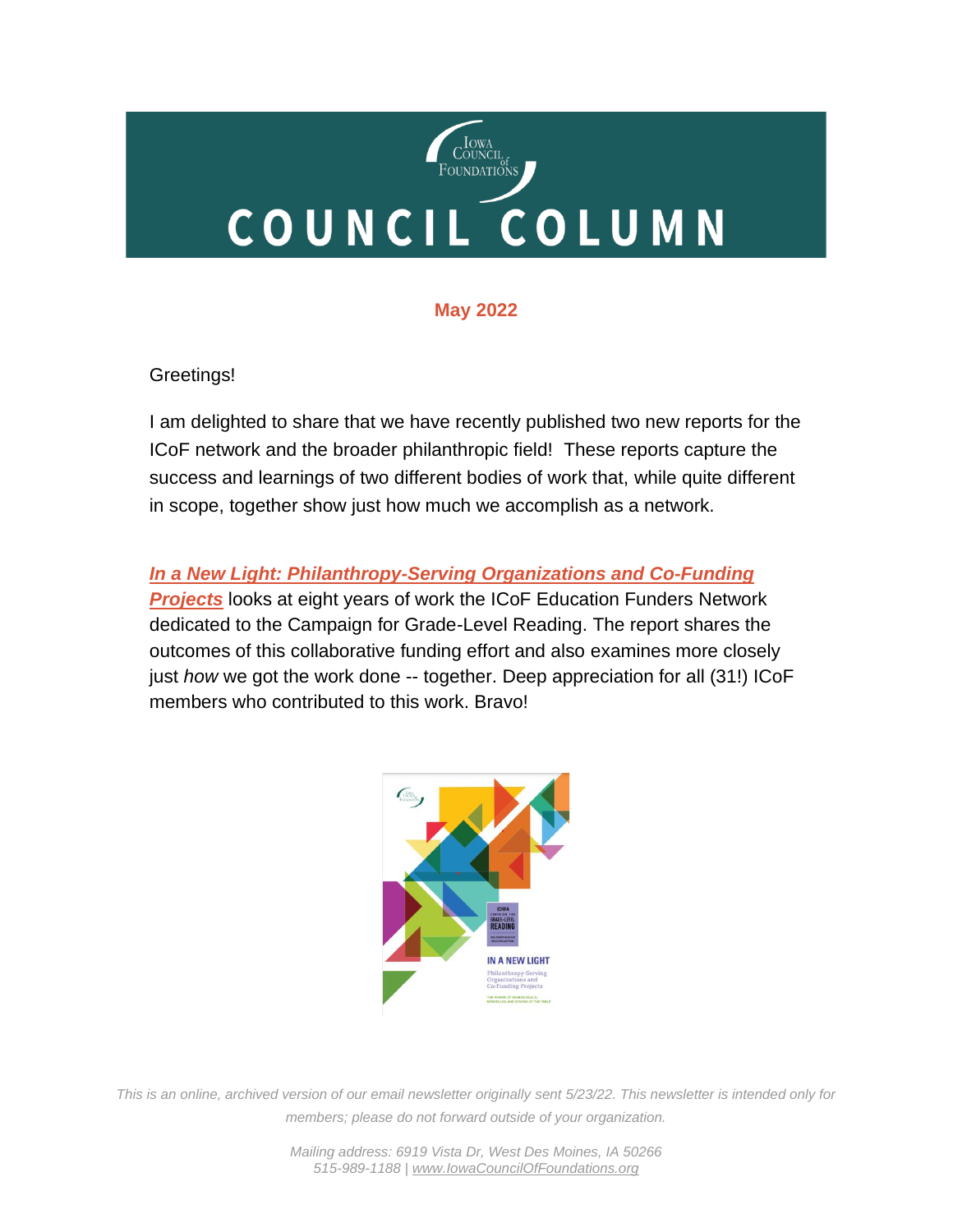# COUNCIL COLUMN

**May 2022**

Greetings!

I am delighted to share that we have recently published two new reports for the ICoF network and the broader philanthropic field! These reports capture the success and learnings of two different bodies of work that, while quite different in scope, together show just how much we accomplish as a network.

***In a New Light: Philanthropy-Serving Organizations and Co-Funding Projects*** looks at eight years of work the ICoF Education Funders Network dedicated to the Campaign for Grade-Level Reading. The report shares the outcomes of this collaborative funding effort and also examines more closely just *how* we got the work done -- together. Deep appreciation for all (31!) ICoF members who contributed to this work. Bravo!

*This is an online, archived version of our email newsletter originally sent 5/23/22. This newsletter is intended only for members; please do not forward outside of your organization.*

*Mailing address: 6919 Vista Dr, West Des Moines, IA 50266*
*515-989-1188 | www.IowaCouncilOfFoundations.org*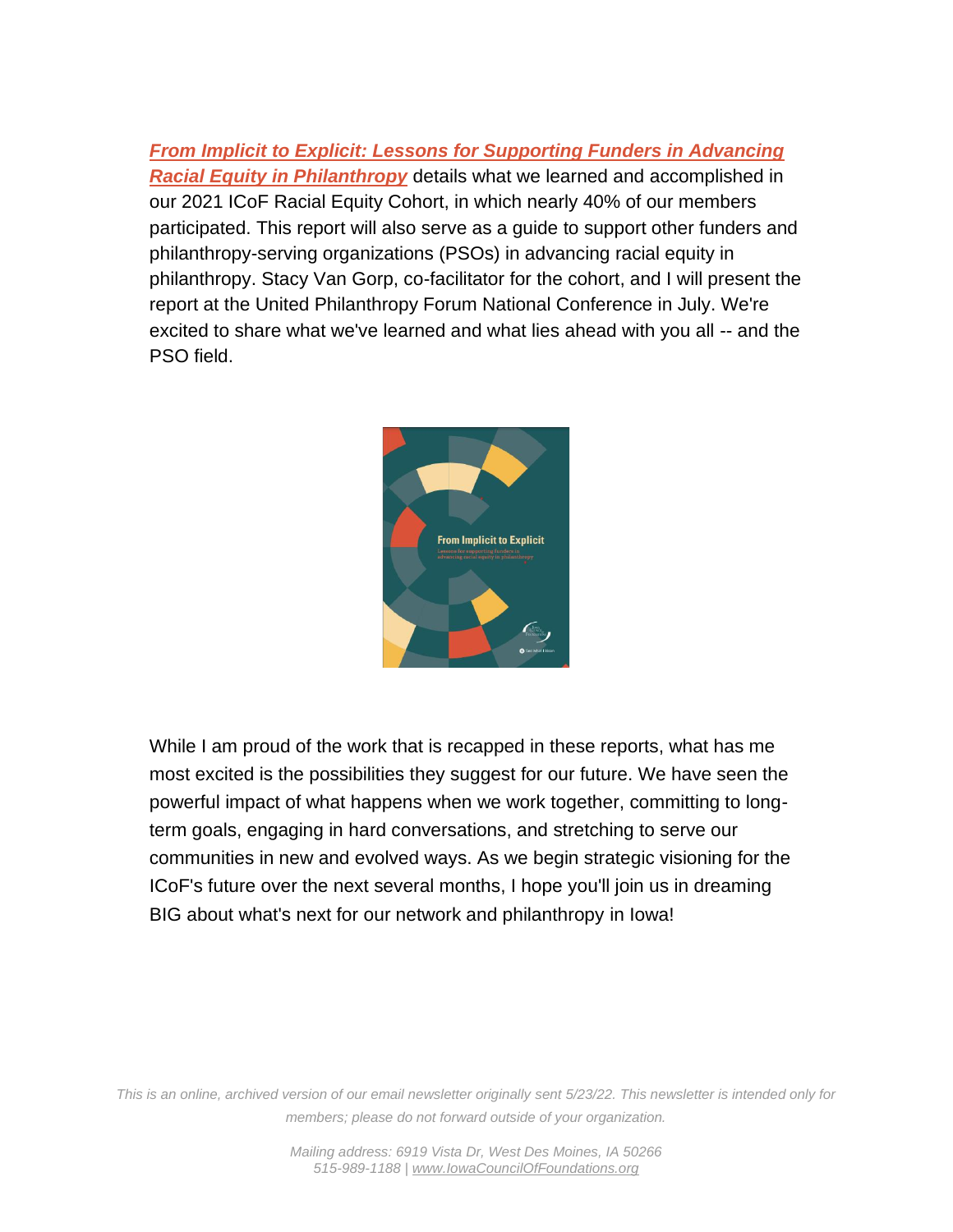***[From Implicit to Explicit: Lessons for Supporting Funders in Advancing Racial Equity in Philanthropy](#)*** details what we learned and accomplished in our 2021 ICoF Racial Equity Cohort, in which nearly 40% of our members participated. This report will also serve as a guide to support other funders and philanthropy-serving organizations (PSOs) in advancing racial equity in philanthropy. Stacy Van Gorp, co-facilitator for the cohort, and I will present the report at the United Philanthropy Forum National Conference in July. We're excited to share what we've learned and what lies ahead with you all -- and the PSO field.

While I am proud of the work that is recapped in these reports, what has me most excited is the possibilities they suggest for our future. We have seen the powerful impact of what happens when we work together, committing to long-term goals, engaging in hard conversations, and stretching to serve our communities in new and evolved ways. As we begin strategic visioning for the ICoF's future over the next several months, I hope you'll join us in dreaming BIG about what's next for our network and philanthropy in Iowa!

*This is an online, archived version of our email newsletter originally sent 5/23/22. This newsletter is intended only for members; please do not forward outside of your organization.*

*Mailing address: 6919 Vista Dr, West Des Moines, IA 50266*
*515-989-1188 | www.IowaCouncilOfFoundations.org*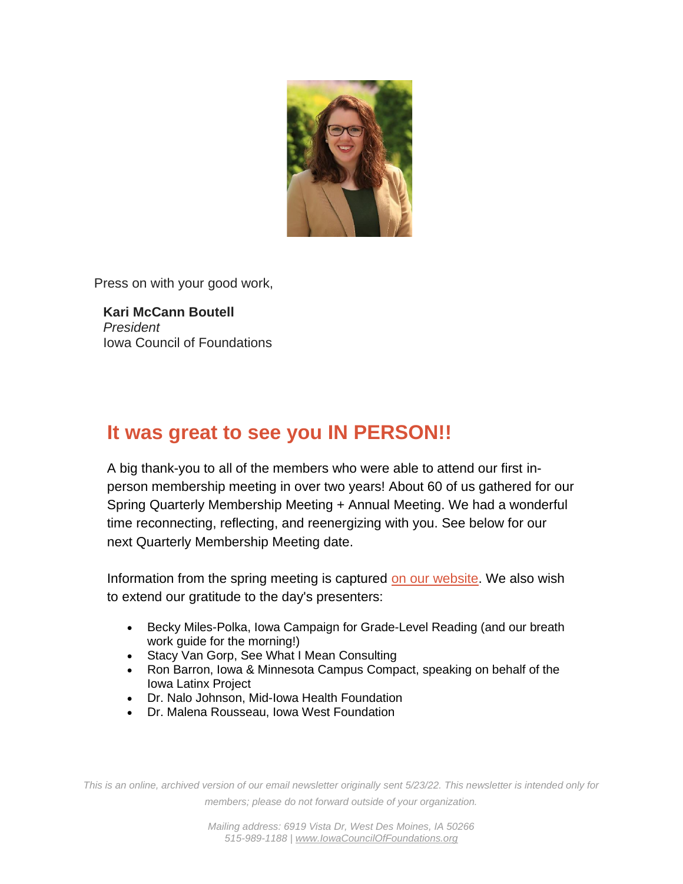Press on with your good work,

**Kari McCann Boutell**
*President*
Iowa Council of Foundations

## It was great to see you IN PERSON!!

A big thank-you to all of the members who were able to attend our first in-person membership meeting in over two years! About 60 of us gathered for our Spring Quarterly Membership Meeting + Annual Meeting. We had a wonderful time reconnecting, reflecting, and reenergizing with you. See below for our next Quarterly Membership Meeting date.

Information from the spring meeting is captured on our website. We also wish to extend our gratitude to the day's presenters:

- Becky Miles-Polka, Iowa Campaign for Grade-Level Reading (and our breath work guide for the morning!)
- Stacy Van Gorp, See What I Mean Consulting
- Ron Barron, Iowa & Minnesota Campus Compact, speaking on behalf of the Iowa Latinx Project
- Dr. Nalo Johnson, Mid-Iowa Health Foundation
- Dr. Malena Rousseau, Iowa West Foundation

*This is an online, archived version of our email newsletter originally sent 5/23/22. This newsletter is intended only for members; please do not forward outside of your organization.*

*Mailing address: 6919 Vista Dr, West Des Moines, IA 50266*
*515-989-1188 | www.IowaCouncilOfFoundations.org*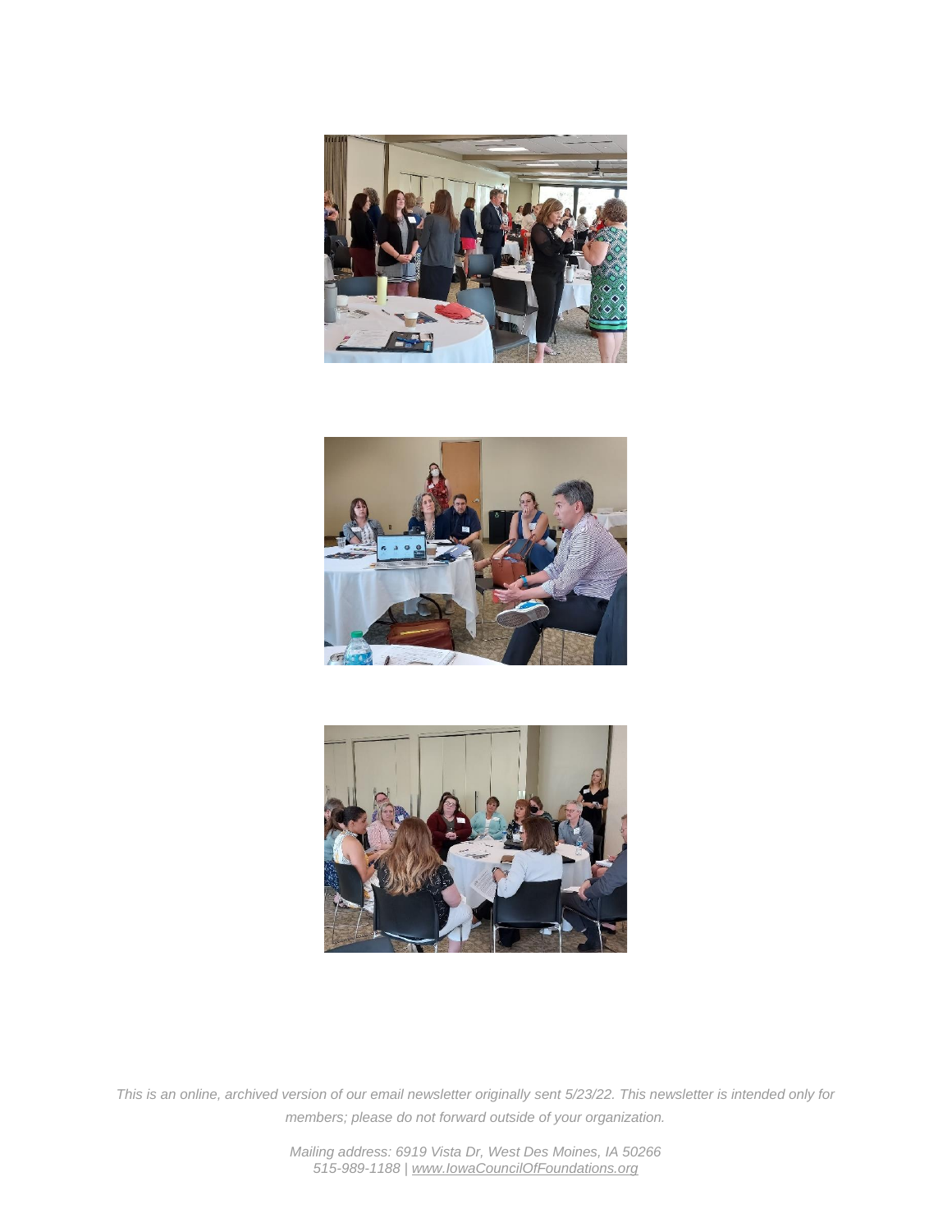*This is an online, archived version of our email newsletter originally sent 5/23/22. This newsletter is intended only for members; please do not forward outside of your organization.*

*Mailing address: 6919 Vista Dr, West Des Moines, IA 50266*
*515-989-1188 | [www.IowaCouncilOfFoundations.org](www.IowaCouncilOfFoundations.org)*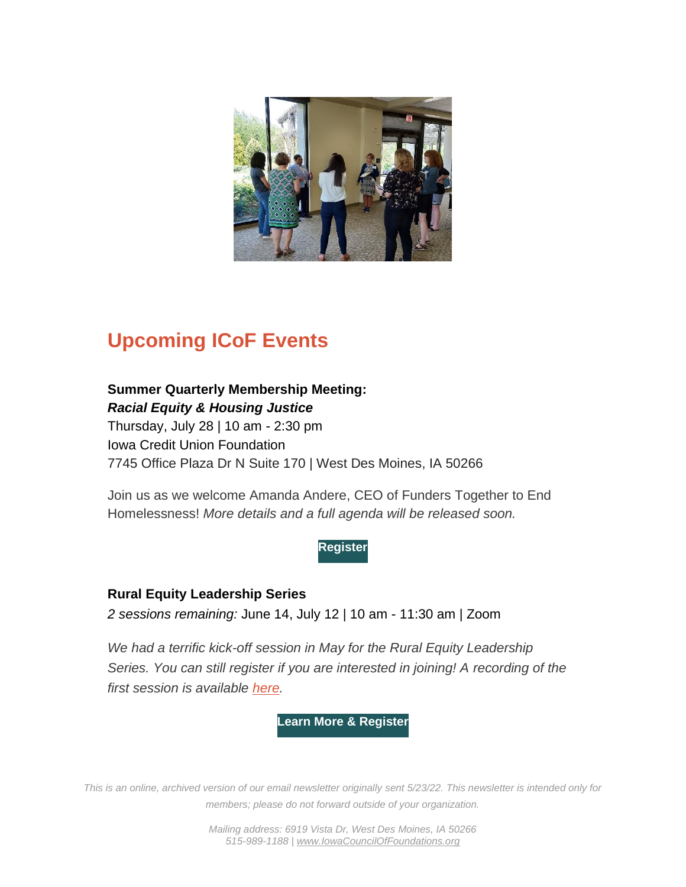## Upcoming ICoF Events

**Summer Quarterly Membership Meeting:**
***Racial Equity & Housing Justice***
Thursday, July 28 | 10 am - 2:30 pm
Iowa Credit Union Foundation
7745 Office Plaza Dr N Suite 170 | West Des Moines, IA 50266

Join us as we welcome Amanda Andere, CEO of Funders Together to End Homelessness! *More details and a full agenda will be released soon.*

**Register**

**Rural Equity Leadership Series**
*2 sessions remaining:* June 14, July 12 | 10 am - 11:30 am | Zoom

*We had a terrific kick-off session in May for the Rural Equity Leadership Series. You can still register if you are interested in joining! A recording of the first session is available here.*

**Learn More & Register**

*This is an online, archived version of our email newsletter originally sent 5/23/22. This newsletter is intended only for members; please do not forward outside of your organization.*

*Mailing address: 6919 Vista Dr, West Des Moines, IA 50266*
*515-989-1188 | www.IowaCouncilOfFoundations.org*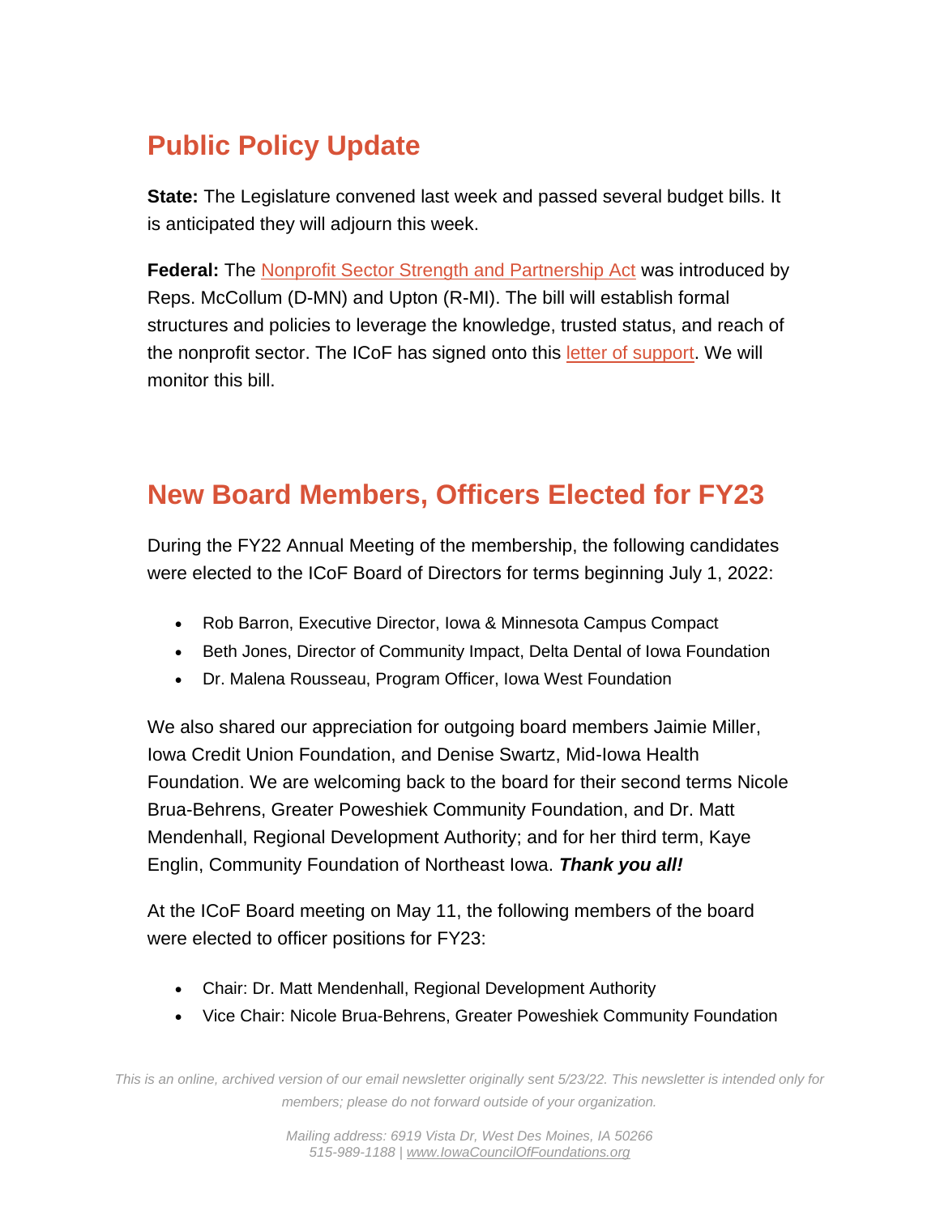## Public Policy Update

**State:** The Legislature convened last week and passed several budget bills. It is anticipated they will adjourn this week.

**Federal:** The Nonprofit Sector Strength and Partnership Act was introduced by Reps. McCollum (D-MN) and Upton (R-MI). The bill will establish formal structures and policies to leverage the knowledge, trusted status, and reach of the nonprofit sector. The ICoF has signed onto this letter of support. We will monitor this bill.

## New Board Members, Officers Elected for FY23

During the FY22 Annual Meeting of the membership, the following candidates were elected to the ICoF Board of Directors for terms beginning July 1, 2022:

- Rob Barron, Executive Director, Iowa & Minnesota Campus Compact
- Beth Jones, Director of Community Impact, Delta Dental of Iowa Foundation
- Dr. Malena Rousseau, Program Officer, Iowa West Foundation

We also shared our appreciation for outgoing board members Jaimie Miller, Iowa Credit Union Foundation, and Denise Swartz, Mid-Iowa Health Foundation. We are welcoming back to the board for their second terms Nicole Brua-Behrens, Greater Poweshiek Community Foundation, and Dr. Matt Mendenhall, Regional Development Authority; and for her third term, Kaye Englin, Community Foundation of Northeast Iowa. ***Thank you all!***

At the ICoF Board meeting on May 11, the following members of the board were elected to officer positions for FY23:

- Chair: Dr. Matt Mendenhall, Regional Development Authority
- Vice Chair: Nicole Brua-Behrens, Greater Poweshiek Community Foundation

*This is an online, archived version of our email newsletter originally sent 5/23/22. This newsletter is intended only for members; please do not forward outside of your organization.*

*Mailing address: 6919 Vista Dr, West Des Moines, IA 50266*
*515-989-1188 | www.IowaCouncilOfFoundations.org*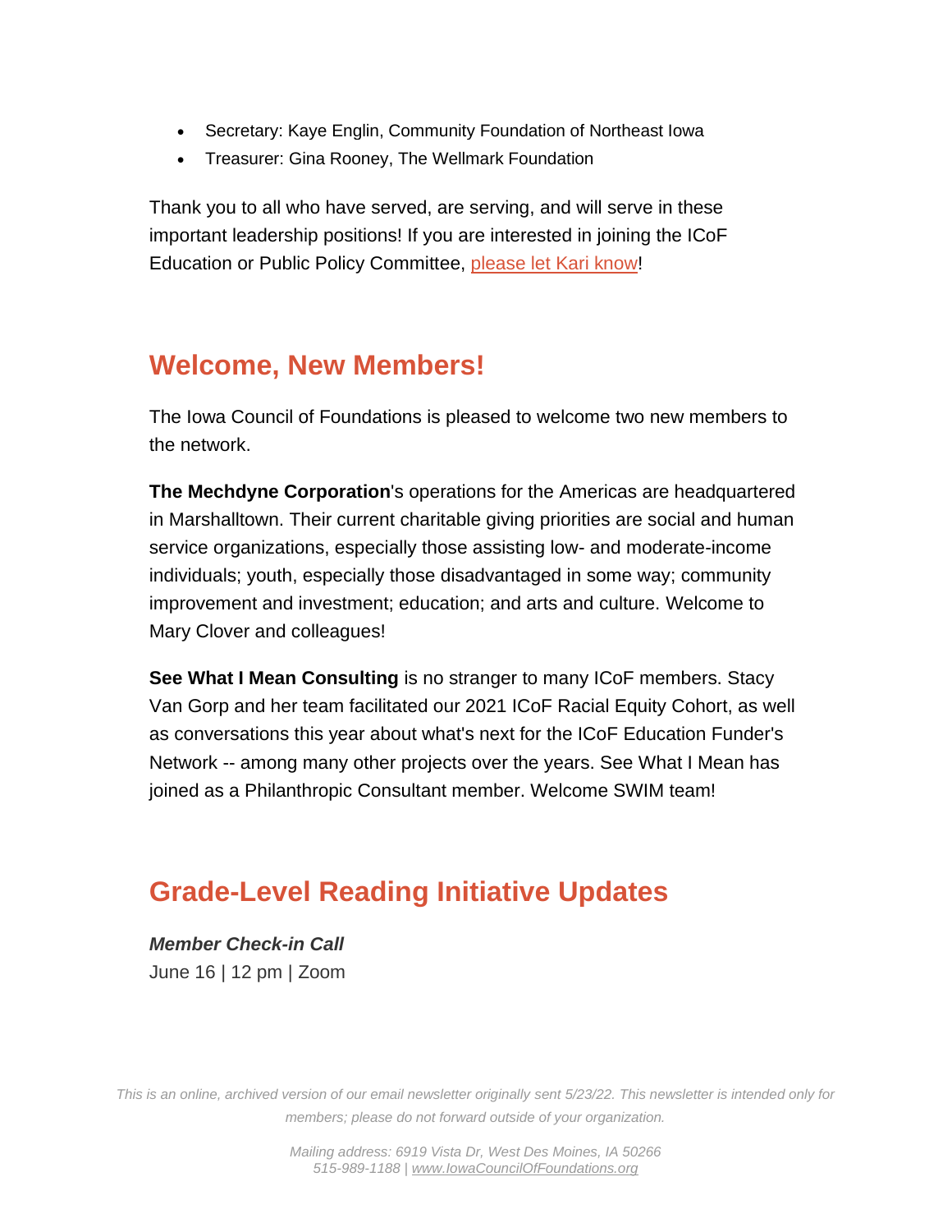- Secretary: Kaye Englin, Community Foundation of Northeast Iowa
- Treasurer: Gina Rooney, The Wellmark Foundation

Thank you to all who have served, are serving, and will serve in these important leadership positions! If you are interested in joining the ICoF Education or Public Policy Committee, please let Kari know!

## Welcome, New Members!

The Iowa Council of Foundations is pleased to welcome two new members to the network.

**The Mechdyne Corporation**'s operations for the Americas are headquartered in Marshalltown. Their current charitable giving priorities are social and human service organizations, especially those assisting low- and moderate-income individuals; youth, especially those disadvantaged in some way; community improvement and investment; education; and arts and culture. Welcome to Mary Clover and colleagues!

**See What I Mean Consulting** is no stranger to many ICoF members. Stacy Van Gorp and her team facilitated our 2021 ICoF Racial Equity Cohort, as well as conversations this year about what's next for the ICoF Education Funder's Network -- among many other projects over the years. See What I Mean has joined as a Philanthropic Consultant member. Welcome SWIM team!

## Grade-Level Reading Initiative Updates

***Member Check-in Call***
June 16 | 12 pm | Zoom

*This is an online, archived version of our email newsletter originally sent 5/23/22. This newsletter is intended only for members; please do not forward outside of your organization.*

*Mailing address: 6919 Vista Dr, West Des Moines, IA 50266*
*515-989-1188 | www.IowaCouncilOfFoundations.org*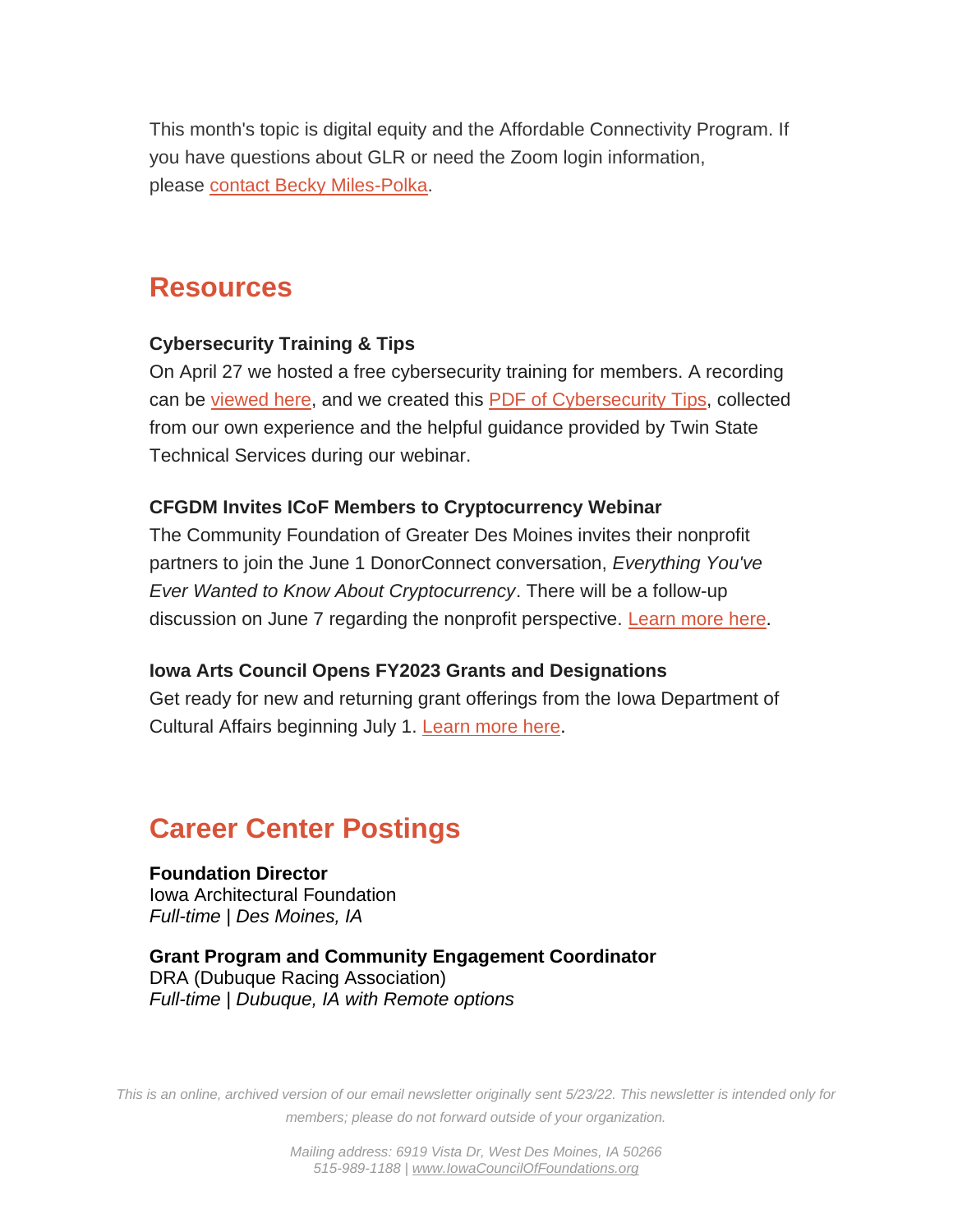This month's topic is digital equity and the Affordable Connectivity Program. If you have questions about GLR or need the Zoom login information, please contact Becky Miles-Polka.

## Resources

**Cybersecurity Training & Tips**

On April 27 we hosted a free cybersecurity training for members. A recording can be viewed here, and we created this PDF of Cybersecurity Tips, collected from our own experience and the helpful guidance provided by Twin State Technical Services during our webinar.

**CFGDM Invites ICoF Members to Cryptocurrency Webinar**

The Community Foundation of Greater Des Moines invites their nonprofit partners to join the June 1 DonorConnect conversation, *Everything You've Ever Wanted to Know About Cryptocurrency*. There will be a follow-up discussion on June 7 regarding the nonprofit perspective. Learn more here.

**Iowa Arts Council Opens FY2023 Grants and Designations**

Get ready for new and returning grant offerings from the Iowa Department of Cultural Affairs beginning July 1. Learn more here.

## Career Center Postings

**Foundation Director**
Iowa Architectural Foundation
*Full-time | Des Moines, IA*

**Grant Program and Community Engagement Coordinator**
DRA (Dubuque Racing Association)
*Full-time | Dubuque, IA with Remote options*

*This is an online, archived version of our email newsletter originally sent 5/23/22. This newsletter is intended only for members; please do not forward outside of your organization.*

*Mailing address: 6919 Vista Dr, West Des Moines, IA 50266*
*515-989-1188 | www.IowaCouncilOfFoundations.org*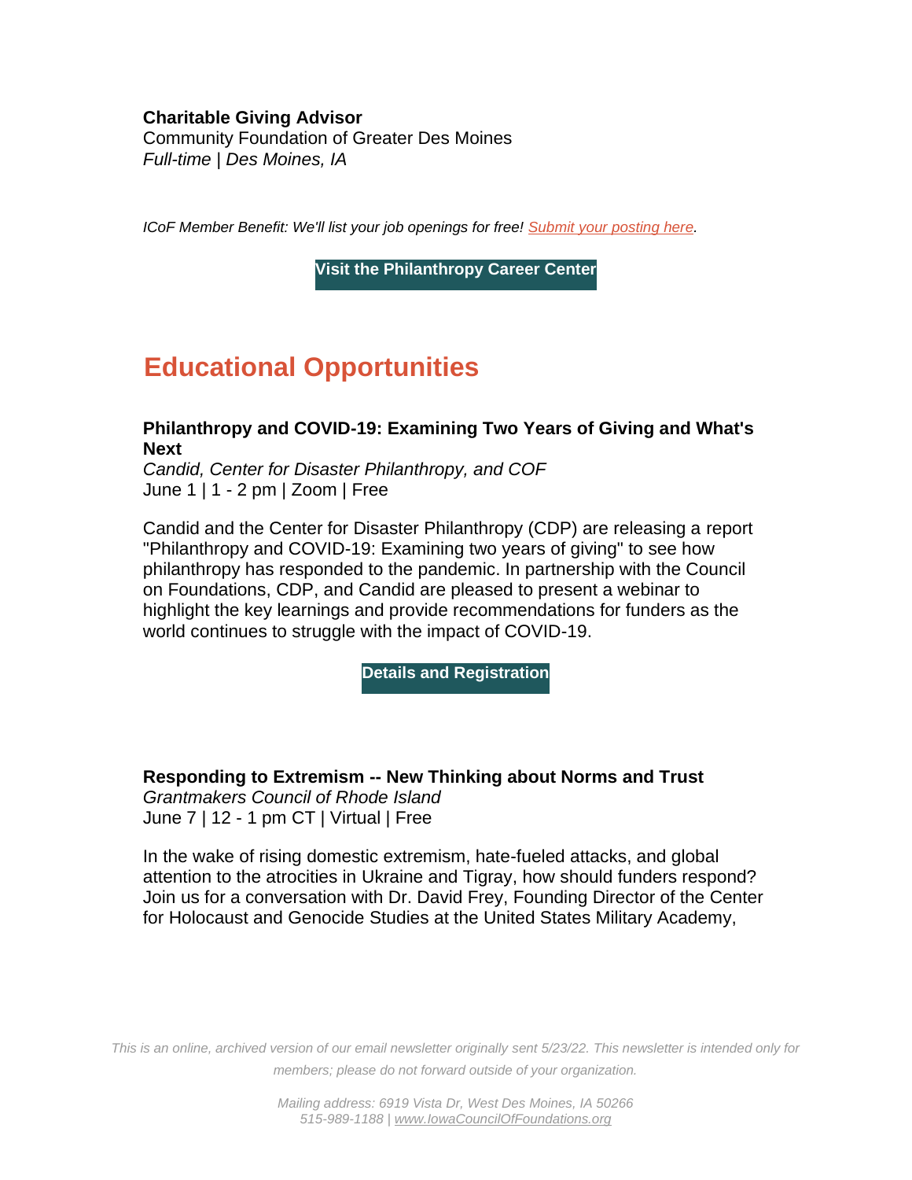**Charitable Giving Advisor**
Community Foundation of Greater Des Moines
*Full-time | Des Moines, IA*

*ICoF Member Benefit: We'll list your job openings for free! Submit your posting here.*

**Visit the Philanthropy Career Center**

## Educational Opportunities

**Philanthropy and COVID-19: Examining Two Years of Giving and What's Next**
*Candid, Center for Disaster Philanthropy, and COF*
June 1 | 1 - 2 pm | Zoom | Free

Candid and the Center for Disaster Philanthropy (CDP) are releasing a report "Philanthropy and COVID-19: Examining two years of giving" to see how philanthropy has responded to the pandemic. In partnership with the Council on Foundations, CDP, and Candid are pleased to present a webinar to highlight the key learnings and provide recommendations for funders as the world continues to struggle with the impact of COVID-19.

**Details and Registration**

**Responding to Extremism -- New Thinking about Norms and Trust**
*Grantmakers Council of Rhode Island*
June 7 | 12 - 1 pm CT | Virtual | Free

In the wake of rising domestic extremism, hate-fueled attacks, and global attention to the atrocities in Ukraine and Tigray, how should funders respond? Join us for a conversation with Dr. David Frey, Founding Director of the Center for Holocaust and Genocide Studies at the United States Military Academy,

*This is an online, archived version of our email newsletter originally sent 5/23/22. This newsletter is intended only for members; please do not forward outside of your organization.*

*Mailing address: 6919 Vista Dr, West Des Moines, IA 50266*
*515-989-1188 | www.IowaCouncilOfFoundations.org*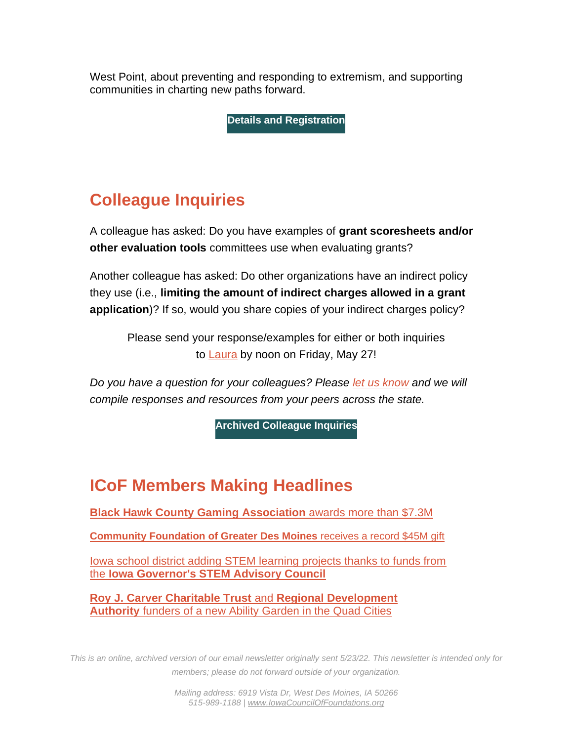West Point, about preventing and responding to extremism, and supporting communities in charting new paths forward.

**Details and Registration**

## Colleague Inquiries

A colleague has asked: Do you have examples of **grant scoresheets and/or other evaluation tools** committees use when evaluating grants?

Another colleague has asked: Do other organizations have an indirect policy they use (i.e., **limiting the amount of indirect charges allowed in a grant application**)? If so, would you share copies of your indirect charges policy?

Please send your response/examples for either or both inquiries to Laura by noon on Friday, May 27!

*Do you have a question for your colleagues? Please let us know and we will compile responses and resources from your peers across the state.*

**Archived Colleague Inquiries**

## ICoF Members Making Headlines

**Black Hawk County Gaming Association** awards more than $7.3M

**Community Foundation of Greater Des Moines** receives a record $45M gift

Iowa school district adding STEM learning projects thanks to funds from the **Iowa Governor's STEM Advisory Council**

**Roy J. Carver Charitable Trust** and **Regional Development Authority** funders of a new Ability Garden in the Quad Cities

*This is an online, archived version of our email newsletter originally sent 5/23/22. This newsletter is intended only for members; please do not forward outside of your organization.*

*Mailing address: 6919 Vista Dr, West Des Moines, IA 50266*
*515-989-1188 | www.IowaCouncilOfFoundations.org*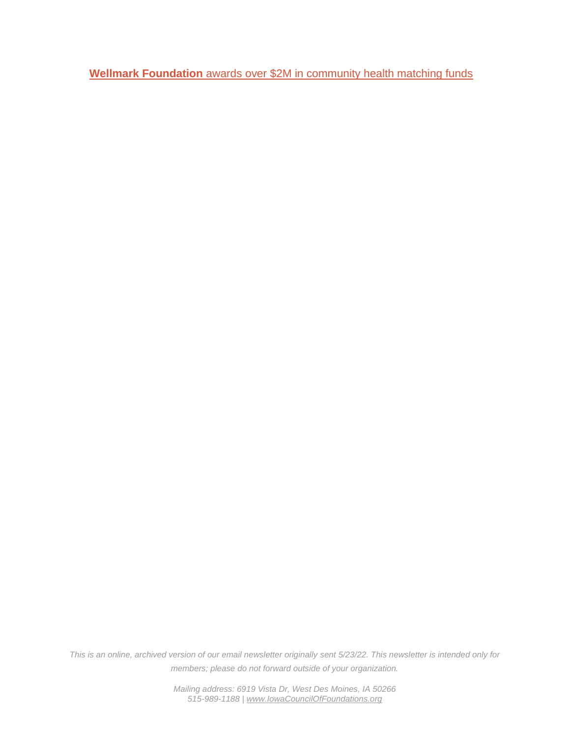**[Wellmark Foundation](#) [awards over $2M in community health matching funds](#)**

*This is an online, archived version of our email newsletter originally sent 5/23/22. This newsletter is intended only for members; please do not forward outside of your organization.*

*Mailing address: 6919 Vista Dr, West Des Moines, IA 50266*
*515-989-1188 | www.IowaCouncilOfFoundations.org*